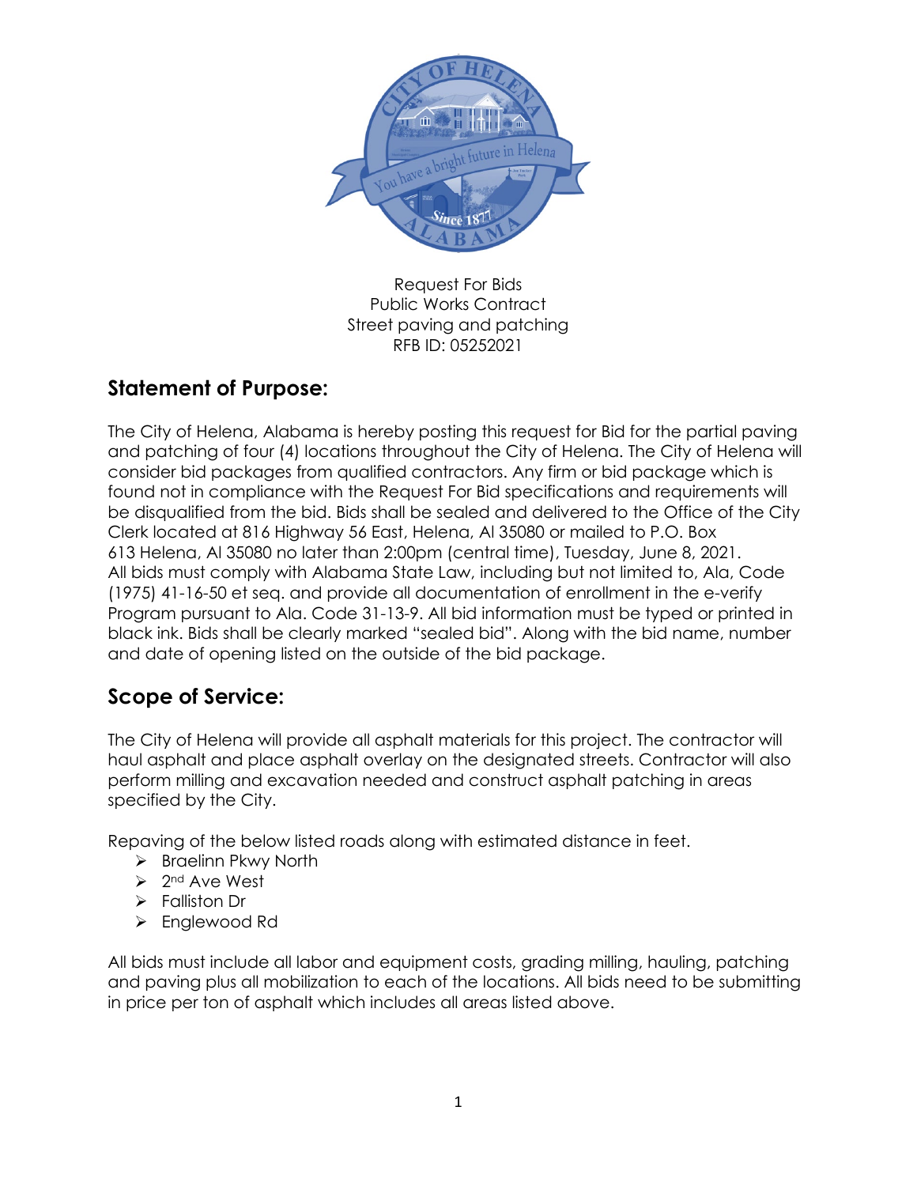Request For Bids
Public Works Contract
Street paving and patching
RFB ID: 05252021

## Statement of Purpose:

The City of Helena, Alabama is hereby posting this request for Bid for the partial paving and patching of four (4) locations throughout the City of Helena. The City of Helena will consider bid packages from qualified contractors. Any firm or bid package which is found not in compliance with the Request For Bid specifications and requirements will be disqualified from the bid. Bids shall be sealed and delivered to the Office of the City Clerk located at 816 Highway 56 East, Helena, Al 35080 or mailed to P.O. Box 613 Helena, Al 35080 no later than 2:00pm (central time), Tuesday, June 8, 2021. All bids must comply with Alabama State Law, including but not limited to, Ala, Code (1975) 41-16-50 et seq. and provide all documentation of enrollment in the e-verify Program pursuant to Ala. Code 31-13-9. All bid information must be typed or printed in black ink. Bids shall be clearly marked "sealed bid". Along with the bid name, number and date of opening listed on the outside of the bid package.

## Scope of Service:

The City of Helena will provide all asphalt materials for this project. The contractor will haul asphalt and place asphalt overlay on the designated streets. Contractor will also perform milling and excavation needed and construct asphalt patching in areas specified by the City.

Repaving of the below listed roads along with estimated distance in feet.

- Braelinn Pkwy North
- 2nd Ave West
- Falliston Dr
- Englewood Rd

All bids must include all labor and equipment costs, grading milling, hauling, patching and paving plus all mobilization to each of the locations. All bids need to be submitting in price per ton of asphalt which includes all areas listed above.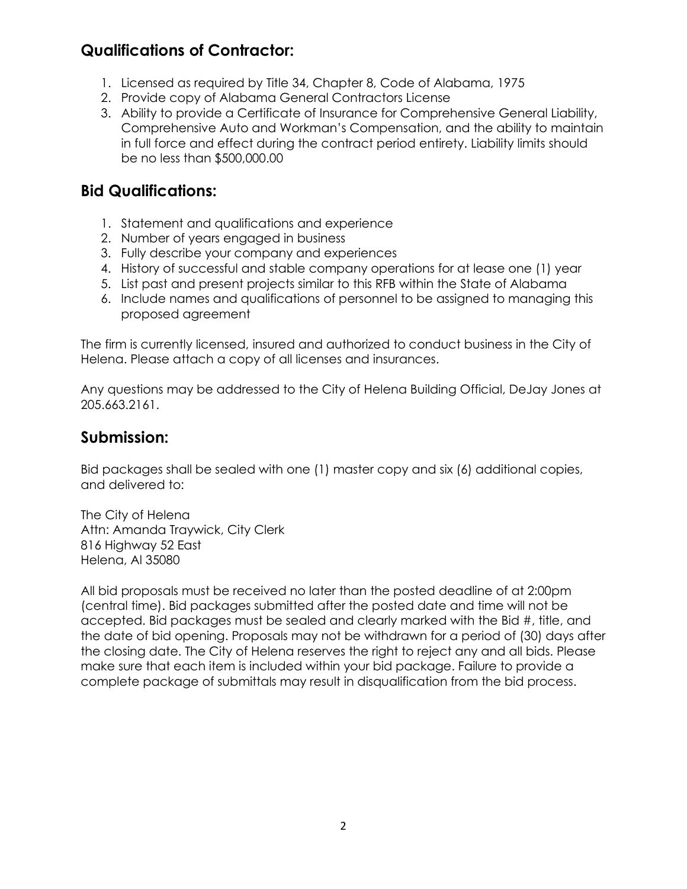## Qualifications of Contractor:

1. Licensed as required by Title 34, Chapter 8, Code of Alabama, 1975
2. Provide copy of Alabama General Contractors License
3. Ability to provide a Certificate of Insurance for Comprehensive General Liability, Comprehensive Auto and Workman's Compensation, and the ability to maintain in full force and effect during the contract period entirety. Liability limits should be no less than $500,000.00

## Bid Qualifications:

1. Statement and qualifications and experience
2. Number of years engaged in business
3. Fully describe your company and experiences
4. History of successful and stable company operations for at lease one (1) year
5. List past and present projects similar to this RFB within the State of Alabama
6. Include names and qualifications of personnel to be assigned to managing this proposed agreement

The firm is currently licensed, insured and authorized to conduct business in the City of Helena. Please attach a copy of all licenses and insurances.

Any questions may be addressed to the City of Helena Building Official, DeJay Jones at 205.663.2161.

## Submission:

Bid packages shall be sealed with one (1) master copy and six (6) additional copies, and delivered to:

The City of Helena
Attn: Amanda Traywick, City Clerk
816 Highway 52 East
Helena, Al 35080

All bid proposals must be received no later than the posted deadline of at 2:00pm (central time). Bid packages submitted after the posted date and time will not be accepted. Bid packages must be sealed and clearly marked with the Bid #, title, and the date of bid opening. Proposals may not be withdrawn for a period of (30) days after the closing date. The City of Helena reserves the right to reject any and all bids. Please make sure that each item is included within your bid package. Failure to provide a complete package of submittals may result in disqualification from the bid process.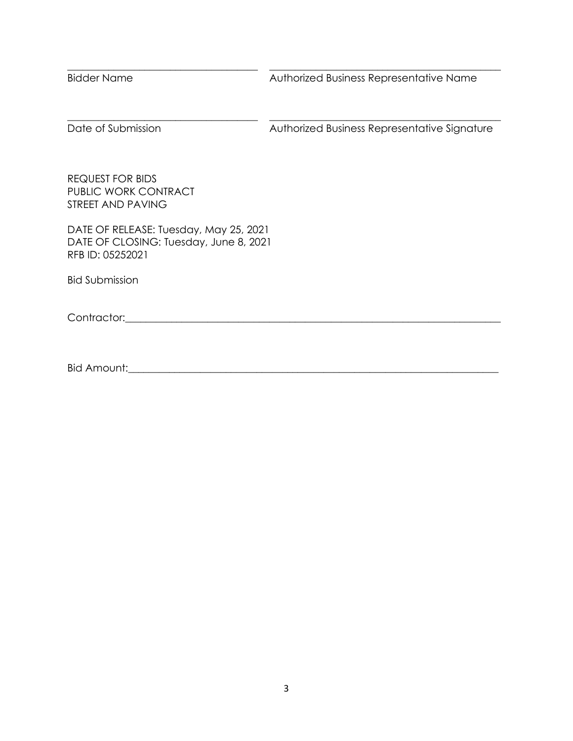| | |
|---|---|
| ______________________________ | ______________________________ |
| Bidder Name | Authorized Business Representative Name |
| ______________________________ | ______________________________ |
| Date of Submission | Authorized Business Representative Signature |

REQUEST FOR BIDS
PUBLIC WORK CONTRACT
STREET AND PAVING

DATE OF RELEASE: Tuesday, May 25, 2021
DATE OF CLOSING: Tuesday, June 8, 2021
RFB ID: 05252021

Bid Submission

Contractor:_______________________________________________________________

Bid Amount:_______________________________________________________________